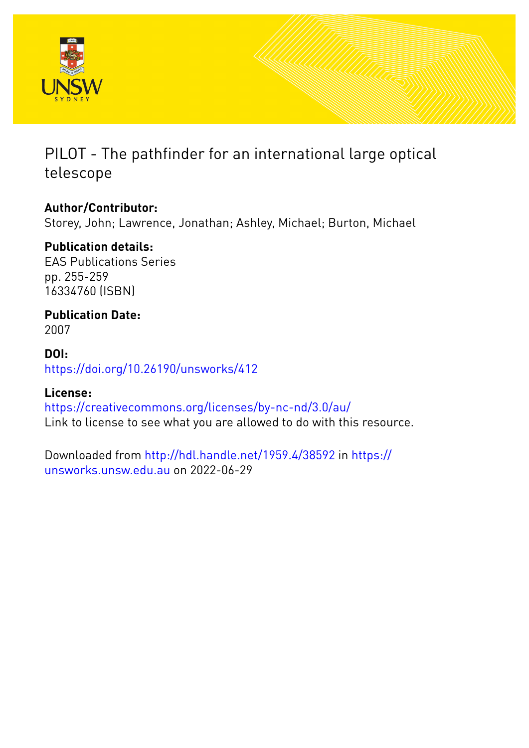# PILOT - The pathfinder for an international large optical telescope

## Author/Contributor:

Storey, John; Lawrence, Jonathan; Ashley, Michael; Burton, Michael

## Publication details:

EAS Publications Series
pp. 255-259
16334760 (ISBN)

## Publication Date:

2007

## DOI:

https://doi.org/10.26190/unsworks/412

## License:

https://creativecommons.org/licenses/by-nc-nd/3.0/au/
Link to license to see what you are allowed to do with this resource.

Downloaded from http://hdl.handle.net/1959.4/38592 in https://unsworks.unsw.edu.au on 2022-06-29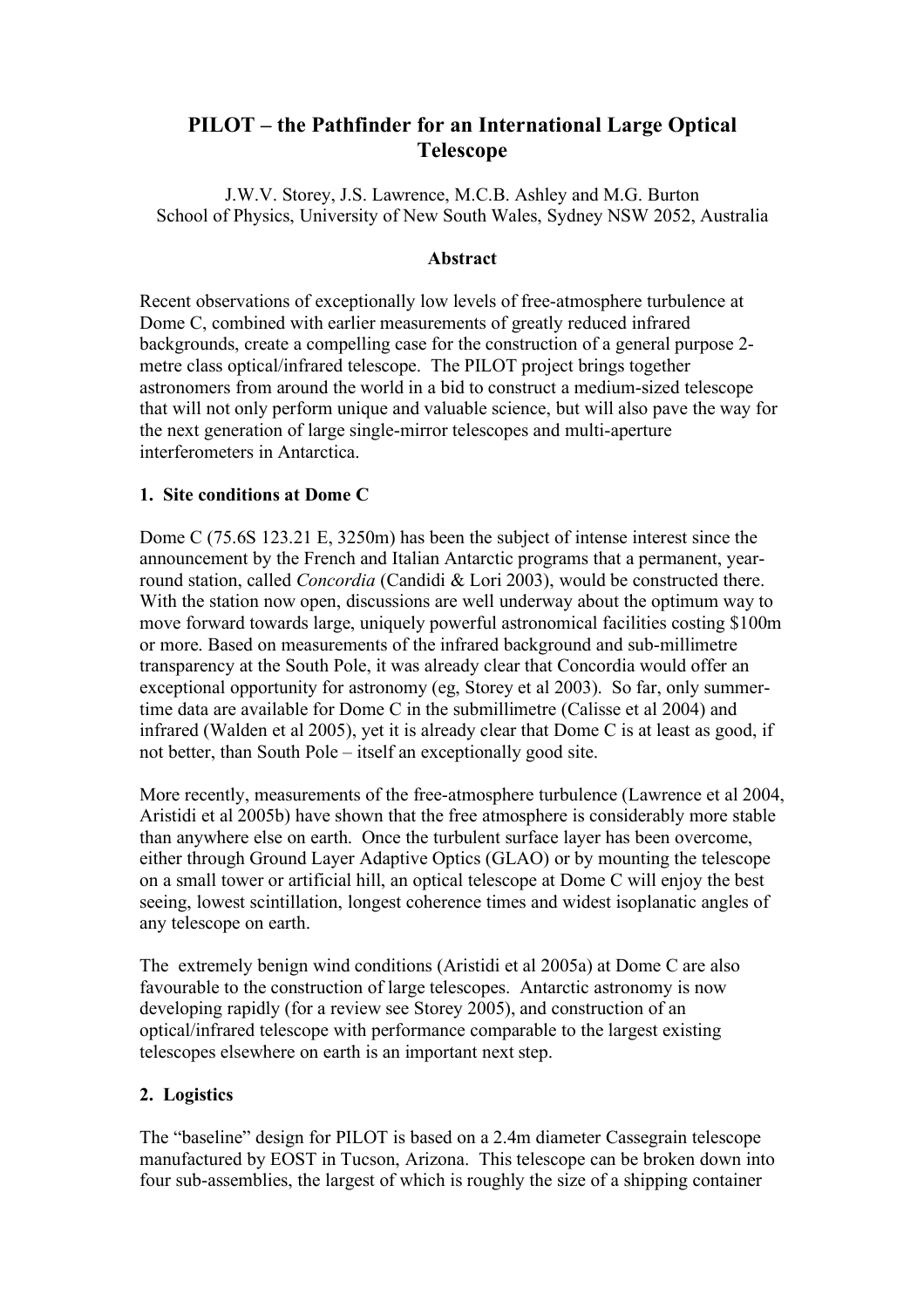# PILOT – the Pathfinder for an International Large Optical Telescope

J.W.V. Storey, J.S. Lawrence, M.C.B. Ashley and M.G. Burton
School of Physics, University of New South Wales, Sydney NSW 2052, Australia

**Abstract**

Recent observations of exceptionally low levels of free-atmosphere turbulence at Dome C, combined with earlier measurements of greatly reduced infrared backgrounds, create a compelling case for the construction of a general purpose 2-metre class optical/infrared telescope. The PILOT project brings together astronomers from around the world in a bid to construct a medium-sized telescope that will not only perform unique and valuable science, but will also pave the way for the next generation of large single-mirror telescopes and multi-aperture interferometers in Antarctica.

## 1. Site conditions at Dome C

Dome C (75.6S 123.21 E, 3250m) has been the subject of intense interest since the announcement by the French and Italian Antarctic programs that a permanent, year-round station, called *Concordia* (Candidi & Lori 2003), would be constructed there. With the station now open, discussions are well underway about the optimum way to move forward towards large, uniquely powerful astronomical facilities costing $100m or more. Based on measurements of the infrared background and sub-millimetre transparency at the South Pole, it was already clear that Concordia would offer an exceptional opportunity for astronomy (eg, Storey et al 2003). So far, only summer-time data are available for Dome C in the submillimetre (Calisse et al 2004) and infrared (Walden et al 2005), yet it is already clear that Dome C is at least as good, if not better, than South Pole – itself an exceptionally good site.

More recently, measurements of the free-atmosphere turbulence (Lawrence et al 2004, Aristidi et al 2005b) have shown that the free atmosphere is considerably more stable than anywhere else on earth. Once the turbulent surface layer has been overcome, either through Ground Layer Adaptive Optics (GLAO) or by mounting the telescope on a small tower or artificial hill, an optical telescope at Dome C will enjoy the best seeing, lowest scintillation, longest coherence times and widest isoplanatic angles of any telescope on earth.

The extremely benign wind conditions (Aristidi et al 2005a) at Dome C are also favourable to the construction of large telescopes. Antarctic astronomy is now developing rapidly (for a review see Storey 2005), and construction of an optical/infrared telescope with performance comparable to the largest existing telescopes elsewhere on earth is an important next step.

## 2. Logistics

The "baseline" design for PILOT is based on a 2.4m diameter Cassegrain telescope manufactured by EOST in Tucson, Arizona. This telescope can be broken down into four sub-assemblies, the largest of which is roughly the size of a shipping container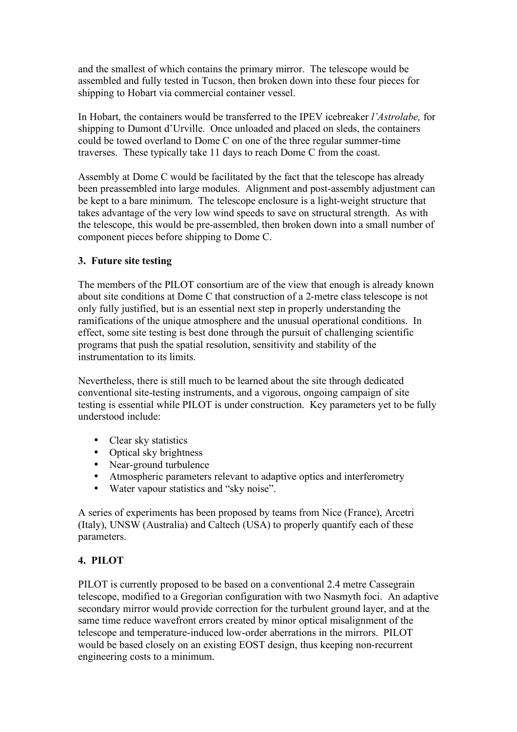and the smallest of which contains the primary mirror. The telescope would be assembled and fully tested in Tucson, then broken down into these four pieces for shipping to Hobart via commercial container vessel.

In Hobart, the containers would be transferred to the IPEV icebreaker *l'Astrolabe,* for shipping to Dumont d'Urville. Once unloaded and placed on sleds, the containers could be towed overland to Dome C on one of the three regular summer-time traverses. These typically take 11 days to reach Dome C from the coast.

Assembly at Dome C would be facilitated by the fact that the telescope has already been preassembled into large modules. Alignment and post-assembly adjustment can be kept to a bare minimum. The telescope enclosure is a light-weight structure that takes advantage of the very low wind speeds to save on structural strength. As with the telescope, this would be pre-assembled, then broken down into a small number of component pieces before shipping to Dome C.

## 3. Future site testing

The members of the PILOT consortium are of the view that enough is already known about site conditions at Dome C that construction of a 2-metre class telescope is not only fully justified, but is an essential next step in properly understanding the ramifications of the unique atmosphere and the unusual operational conditions. In effect, some site testing is best done through the pursuit of challenging scientific programs that push the spatial resolution, sensitivity and stability of the instrumentation to its limits.

Nevertheless, there is still much to be learned about the site through dedicated conventional site-testing instruments, and a vigorous, ongoing campaign of site testing is essential while PILOT is under construction. Key parameters yet to be fully understood include:

- Clear sky statistics
- Optical sky brightness
- Near-ground turbulence
- Atmospheric parameters relevant to adaptive optics and interferometry
- Water vapour statistics and "sky noise".

A series of experiments has been proposed by teams from Nice (France), Arcetri (Italy), UNSW (Australia) and Caltech (USA) to properly quantify each of these parameters.

## 4. PILOT

PILOT is currently proposed to be based on a conventional 2.4 metre Cassegrain telescope, modified to a Gregorian configuration with two Nasmyth foci. An adaptive secondary mirror would provide correction for the turbulent ground layer, and at the same time reduce wavefront errors created by minor optical misalignment of the telescope and temperature-induced low-order aberrations in the mirrors. PILOT would be based closely on an existing EOST design, thus keeping non-recurrent engineering costs to a minimum.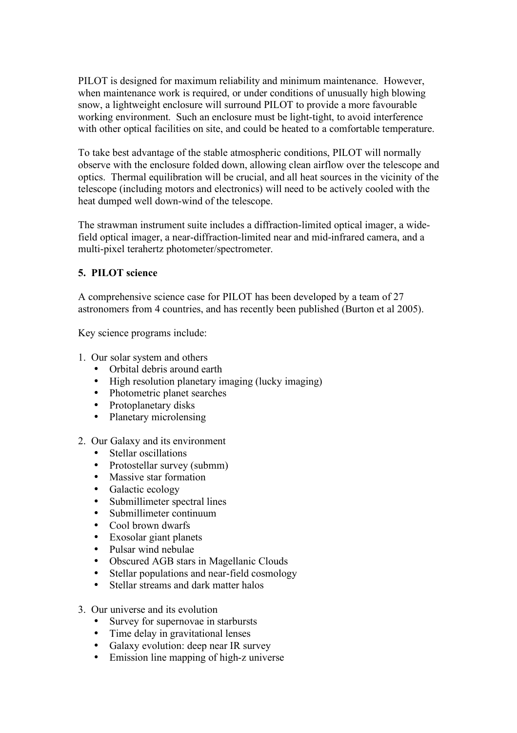PILOT is designed for maximum reliability and minimum maintenance. However, when maintenance work is required, or under conditions of unusually high blowing snow, a lightweight enclosure will surround PILOT to provide a more favourable working environment. Such an enclosure must be light-tight, to avoid interference with other optical facilities on site, and could be heated to a comfortable temperature.

To take best advantage of the stable atmospheric conditions, PILOT will normally observe with the enclosure folded down, allowing clean airflow over the telescope and optics. Thermal equilibration will be crucial, and all heat sources in the vicinity of the telescope (including motors and electronics) will need to be actively cooled with the heat dumped well down-wind of the telescope.

The strawman instrument suite includes a diffraction-limited optical imager, a wide-field optical imager, a near-diffraction-limited near and mid-infrared camera, and a multi-pixel terahertz photometer/spectrometer.

## 5. PILOT science

A comprehensive science case for PILOT has been developed by a team of 27 astronomers from 4 countries, and has recently been published (Burton et al 2005).

Key science programs include:

1. Our solar system and others
   - Orbital debris around earth
   - High resolution planetary imaging (lucky imaging)
   - Photometric planet searches
   - Protoplanetary disks
   - Planetary microlensing

2. Our Galaxy and its environment
   - Stellar oscillations
   - Protostellar survey (submm)
   - Massive star formation
   - Galactic ecology
   - Submillimeter spectral lines
   - Submillimeter continuum
   - Cool brown dwarfs
   - Exosolar giant planets
   - Pulsar wind nebulae
   - Obscured AGB stars in Magellanic Clouds
   - Stellar populations and near-field cosmology
   - Stellar streams and dark matter halos

3. Our universe and its evolution
   - Survey for supernovae in starbursts
   - Time delay in gravitational lenses
   - Galaxy evolution: deep near IR survey
   - Emission line mapping of high-z universe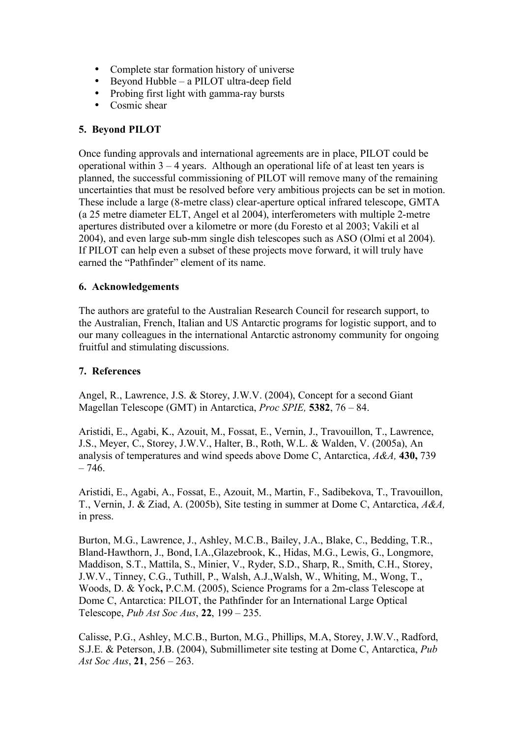- Complete star formation history of universe
- Beyond Hubble – a PILOT ultra-deep field
- Probing first light with gamma-ray bursts
- Cosmic shear

## 5. Beyond PILOT

Once funding approvals and international agreements are in place, PILOT could be operational within 3 – 4 years. Although an operational life of at least ten years is planned, the successful commissioning of PILOT will remove many of the remaining uncertainties that must be resolved before very ambitious projects can be set in motion. These include a large (8-metre class) clear-aperture optical infrared telescope, GMTA (a 25 metre diameter ELT, Angel et al 2004), interferometers with multiple 2-metre apertures distributed over a kilometre or more (du Foresto et al 2003; Vakili et al 2004), and even large sub-mm single dish telescopes such as ASO (Olmi et al 2004). If PILOT can help even a subset of these projects move forward, it will truly have earned the "Pathfinder" element of its name.

## 6. Acknowledgements

The authors are grateful to the Australian Research Council for research support, to the Australian, French, Italian and US Antarctic programs for logistic support, and to our many colleagues in the international Antarctic astronomy community for ongoing fruitful and stimulating discussions.

## 7. References

Angel, R., Lawrence, J.S. & Storey, J.W.V. (2004), Concept for a second Giant Magellan Telescope (GMT) in Antarctica, *Proc SPIE,* **5382**, 76 – 84.

Aristidi, E., Agabi, K., Azouit, M., Fossat, E., Vernin, J., Travouillon, T., Lawrence, J.S., Meyer, C., Storey, J.W.V., Halter, B., Roth, W.L. & Walden, V. (2005a), An analysis of temperatures and wind speeds above Dome C, Antarctica, *A&A,* **430,** 739 – 746.

Aristidi, E., Agabi, A., Fossat, E., Azouit, M., Martin, F., Sadibekova, T., Travouillon, T., Vernin, J. & Ziad, A. (2005b), Site testing in summer at Dome C, Antarctica, *A&A,* in press.

Burton, M.G., Lawrence, J., Ashley, M.C.B., Bailey, J.A., Blake, C., Bedding, T.R., Bland-Hawthorn, J., Bond, I.A.,Glazebrook, K., Hidas, M.G., Lewis, G., Longmore, Maddison, S.T., Mattila, S., Minier, V., Ryder, S.D., Sharp, R., Smith, C.H., Storey, J.W.V., Tinney, C.G., Tuthill, P., Walsh, A.J.,Walsh, W., Whiting, M., Wong, T., Woods, D. & Yock**,** P.C.M. (2005), Science Programs for a 2m-class Telescope at Dome C, Antarctica: PILOT, the Pathfinder for an International Large Optical Telescope, *Pub Ast Soc Aus*, **22**, 199 – 235.

Calisse, P.G., Ashley, M.C.B., Burton, M.G., Phillips, M.A, Storey, J.W.V., Radford, S.J.E. & Peterson, J.B. (2004), Submillimeter site testing at Dome C, Antarctica, *Pub Ast Soc Aus*, **21**, 256 – 263.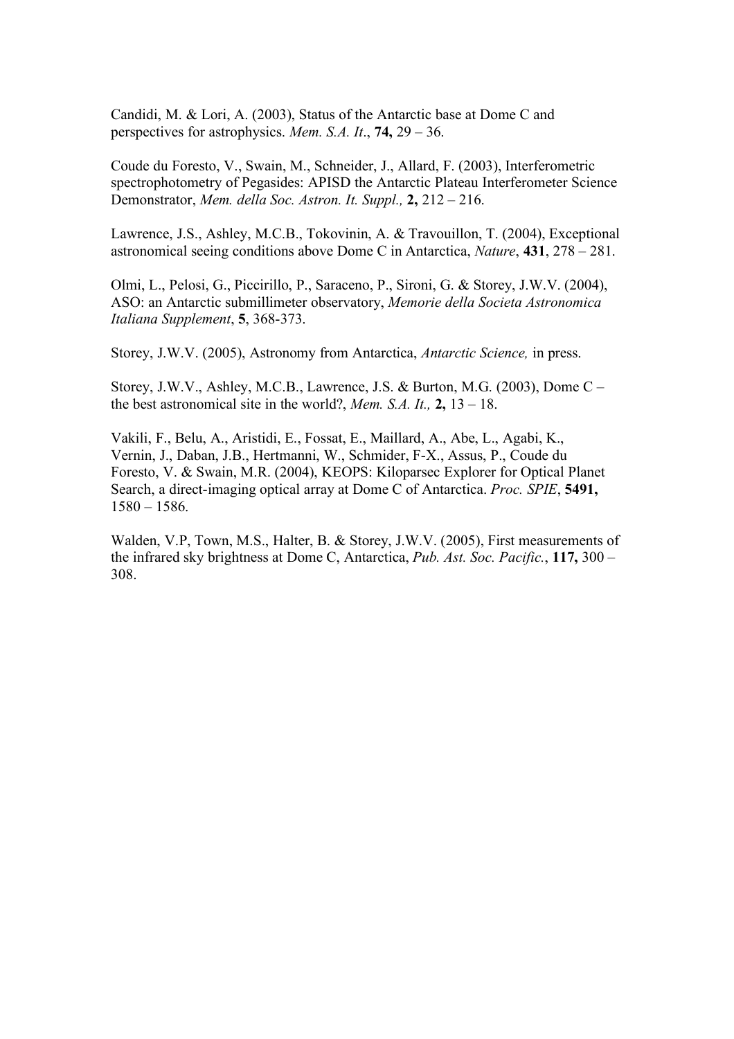Candidi, M. & Lori, A. (2003), Status of the Antarctic base at Dome C and perspectives for astrophysics. *Mem. S.A. It*., **74,** 29 – 36.

Coude du Foresto, V., Swain, M., Schneider, J., Allard, F. (2003), Interferometric spectrophotometry of Pegasides: APISD the Antarctic Plateau Interferometer Science Demonstrator, *Mem. della Soc. Astron. It. Suppl.,* **2,** 212 – 216.

Lawrence, J.S., Ashley, M.C.B., Tokovinin, A. & Travouillon, T. (2004), Exceptional astronomical seeing conditions above Dome C in Antarctica, *Nature*, **431**, 278 – 281.

Olmi, L., Pelosi, G., Piccirillo, P., Saraceno, P., Sironi, G. & Storey, J.W.V. (2004), ASO: an Antarctic submillimeter observatory, *Memorie della Societa Astronomica Italiana Supplement*, **5**, 368-373.

Storey, J.W.V. (2005), Astronomy from Antarctica, *Antarctic Science,* in press.

Storey, J.W.V., Ashley, M.C.B., Lawrence, J.S. & Burton, M.G. (2003), Dome C – the best astronomical site in the world?, *Mem. S.A. It.,* **2,** 13 – 18.

Vakili, F., Belu, A., Aristidi, E., Fossat, E., Maillard, A., Abe, L., Agabi, K., Vernin, J., Daban, J.B., Hertmanni, W., Schmider, F-X., Assus, P., Coude du Foresto, V. & Swain, M.R. (2004), KEOPS: Kiloparsec Explorer for Optical Planet Search, a direct-imaging optical array at Dome C of Antarctica. *Proc. SPIE*, **5491,** 1580 – 1586.

Walden, V.P, Town, M.S., Halter, B. & Storey, J.W.V. (2005), First measurements of the infrared sky brightness at Dome C, Antarctica, *Pub. Ast. Soc. Pacific.*, **117,** 300 – 308.